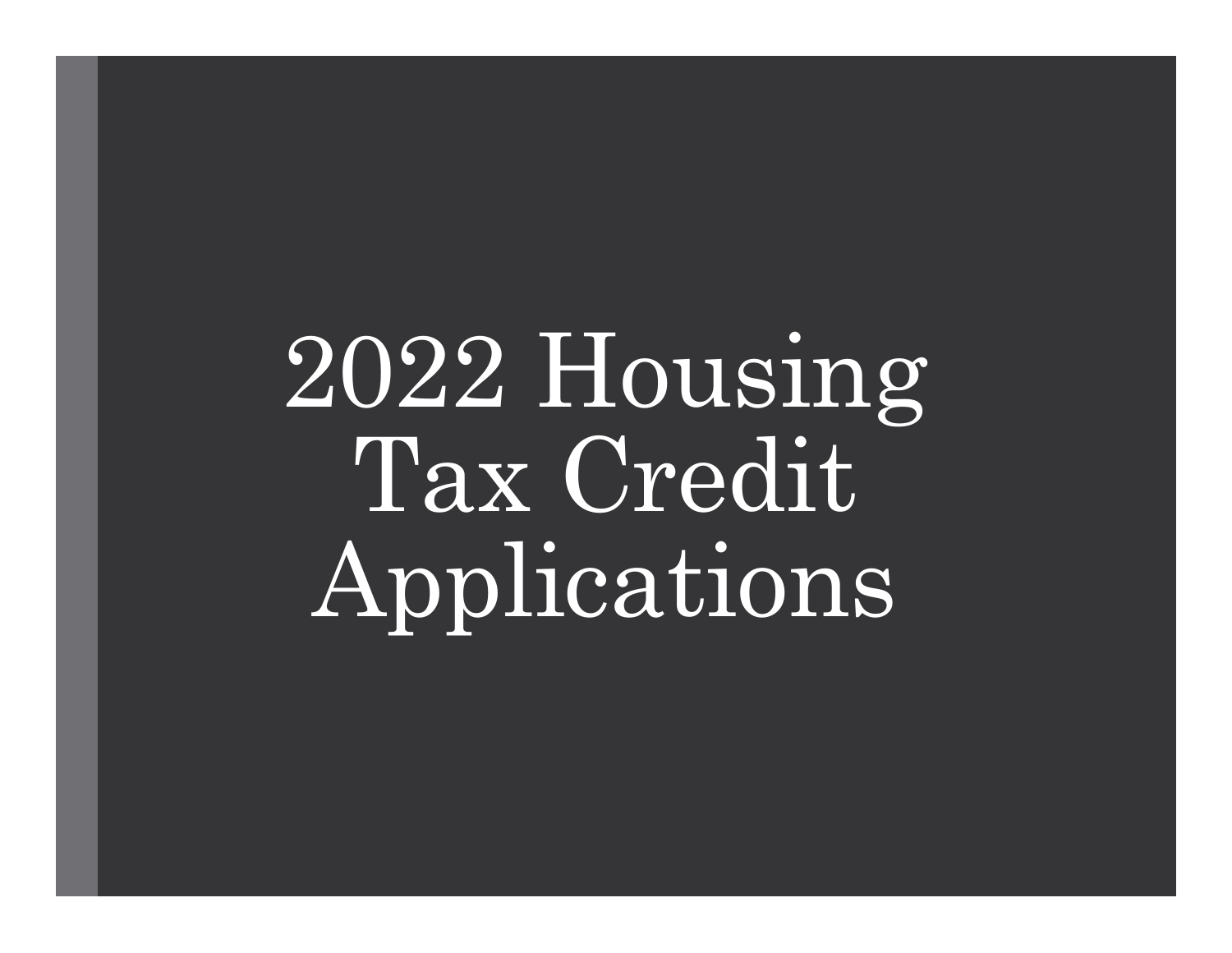# 2022 Housing Tax Credit Applications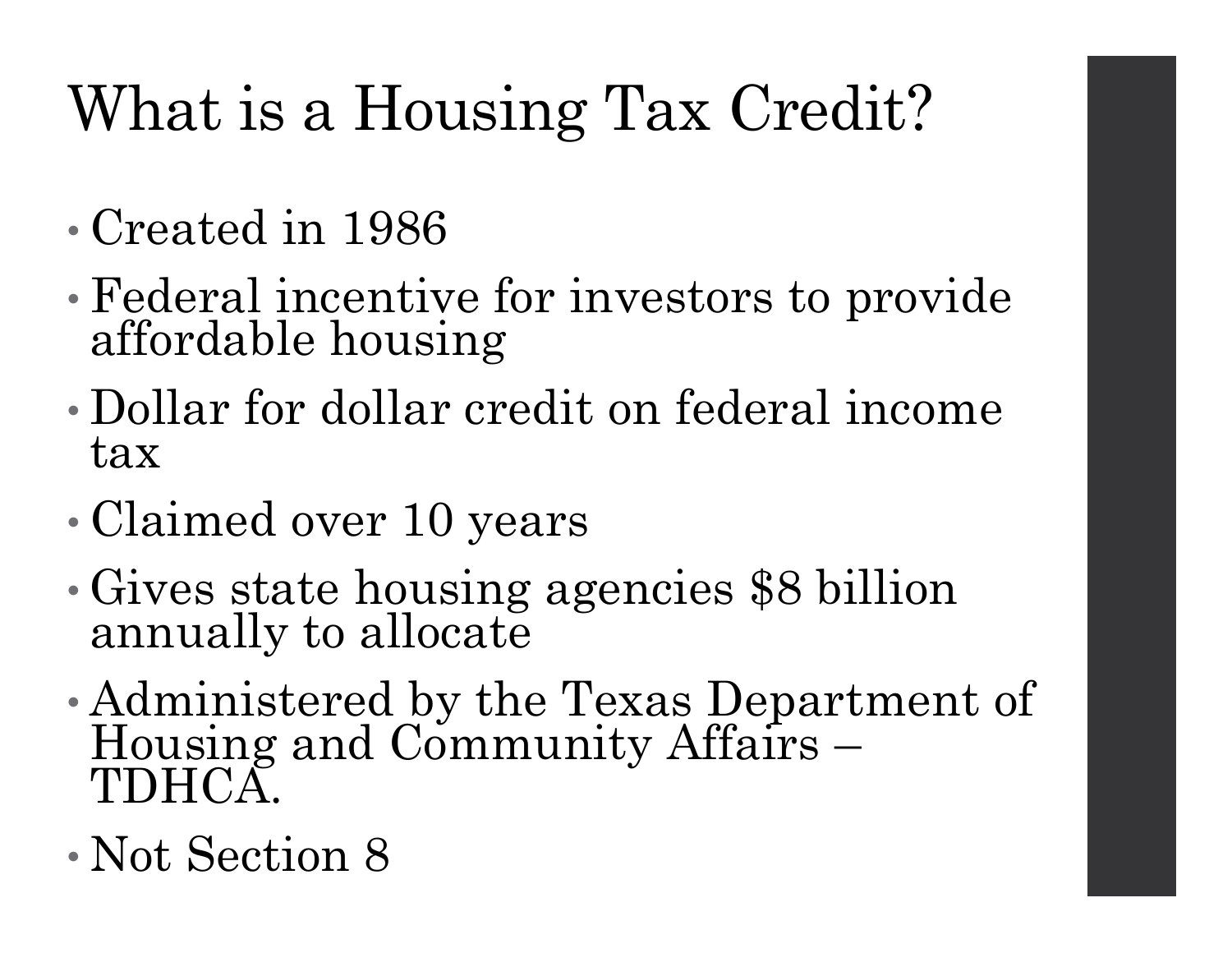# What is a Housing Tax Credit?

- Created in 1986
- Federal incentive for investors to provide affordable housing
- Dollar for dollar credit on federal income tax
- Claimed over 10 years
- Gives state housing agencies $8 billion annually to allocate
- Administered by the Texas Department of Housing and Community Affairs – TDHCA.
- Not Section 8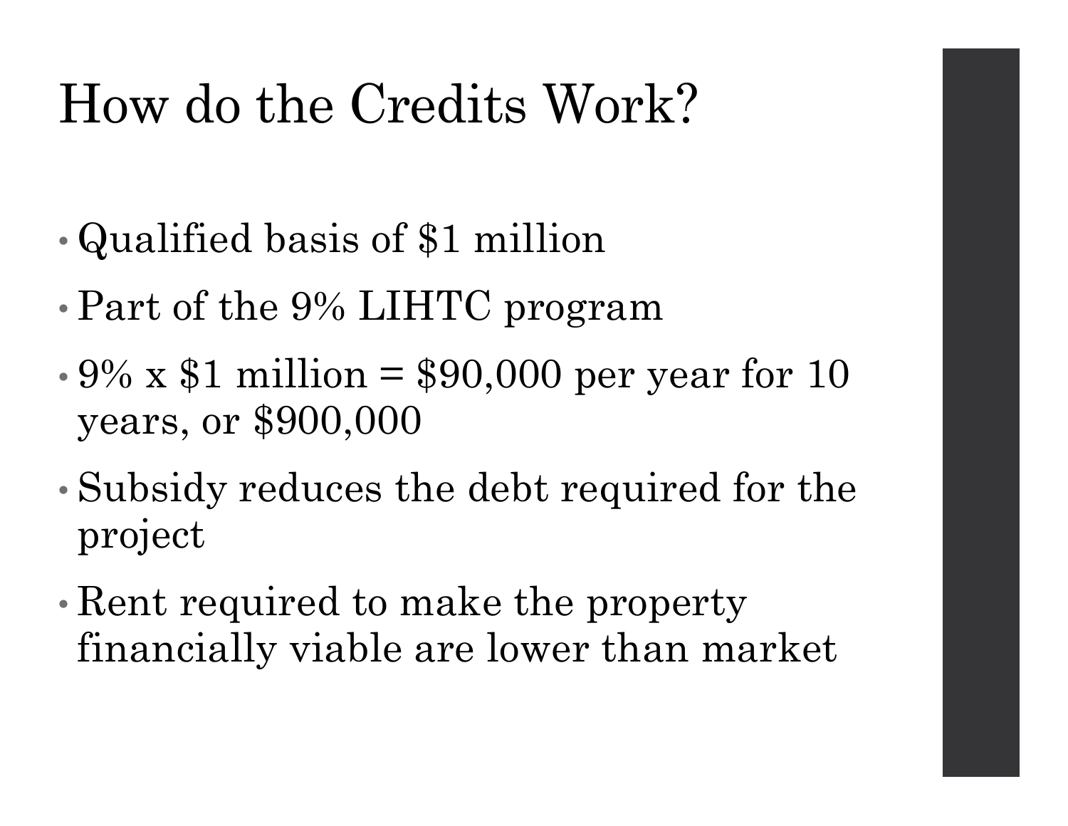# How do the Credits Work?

- Qualified basis of $1 million
- Part of the 9% LIHTC program
- 9% x $1 million = $90,000 per year for 10 years, or $900,000
- Subsidy reduces the debt required for the project
- Rent required to make the property financially viable are lower than market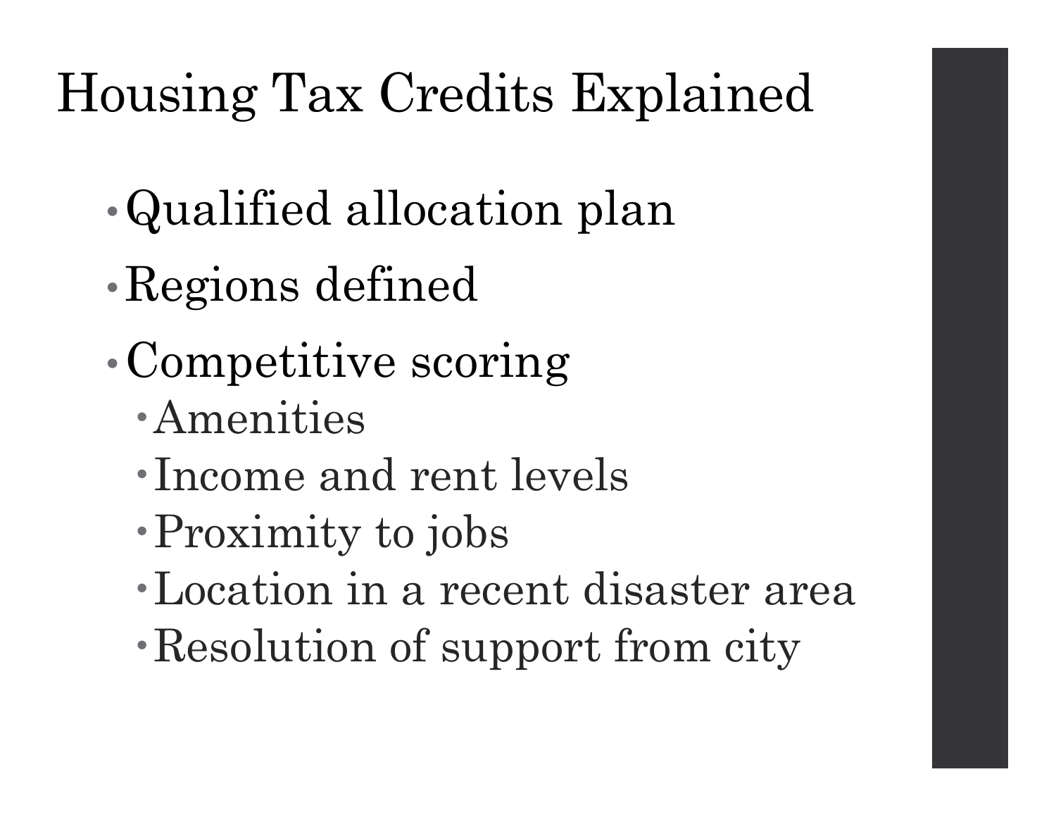# Housing Tax Credits Explained

- Qualified allocation plan
- Regions defined
- Competitive scoring
  - Amenities
  - Income and rent levels
  - Proximity to jobs
  - Location in a recent disaster area
  - Resolution of support from city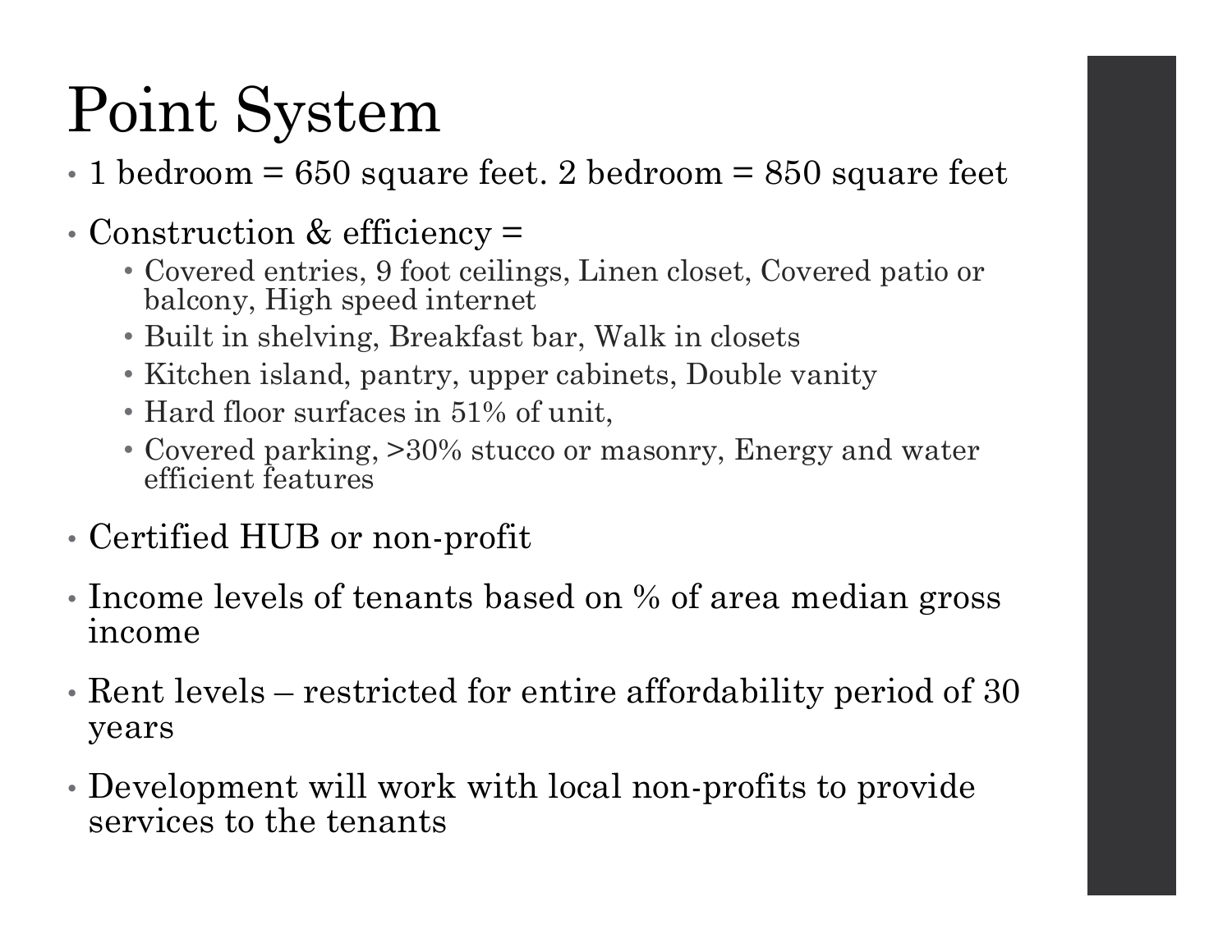# Point System

- 1 bedroom = 650 square feet. 2 bedroom = 850 square feet
- Construction & efficiency =
  - Covered entries, 9 foot ceilings, Linen closet, Covered patio or balcony, High speed internet
  - Built in shelving, Breakfast bar, Walk in closets
  - Kitchen island, pantry, upper cabinets, Double vanity
  - Hard floor surfaces in 51% of unit,
  - Covered parking, >30% stucco or masonry, Energy and water efficient features
- Certified HUB or non-profit
- Income levels of tenants based on % of area median gross income
- Rent levels – restricted for entire affordability period of 30 years
- Development will work with local non-profits to provide services to the tenants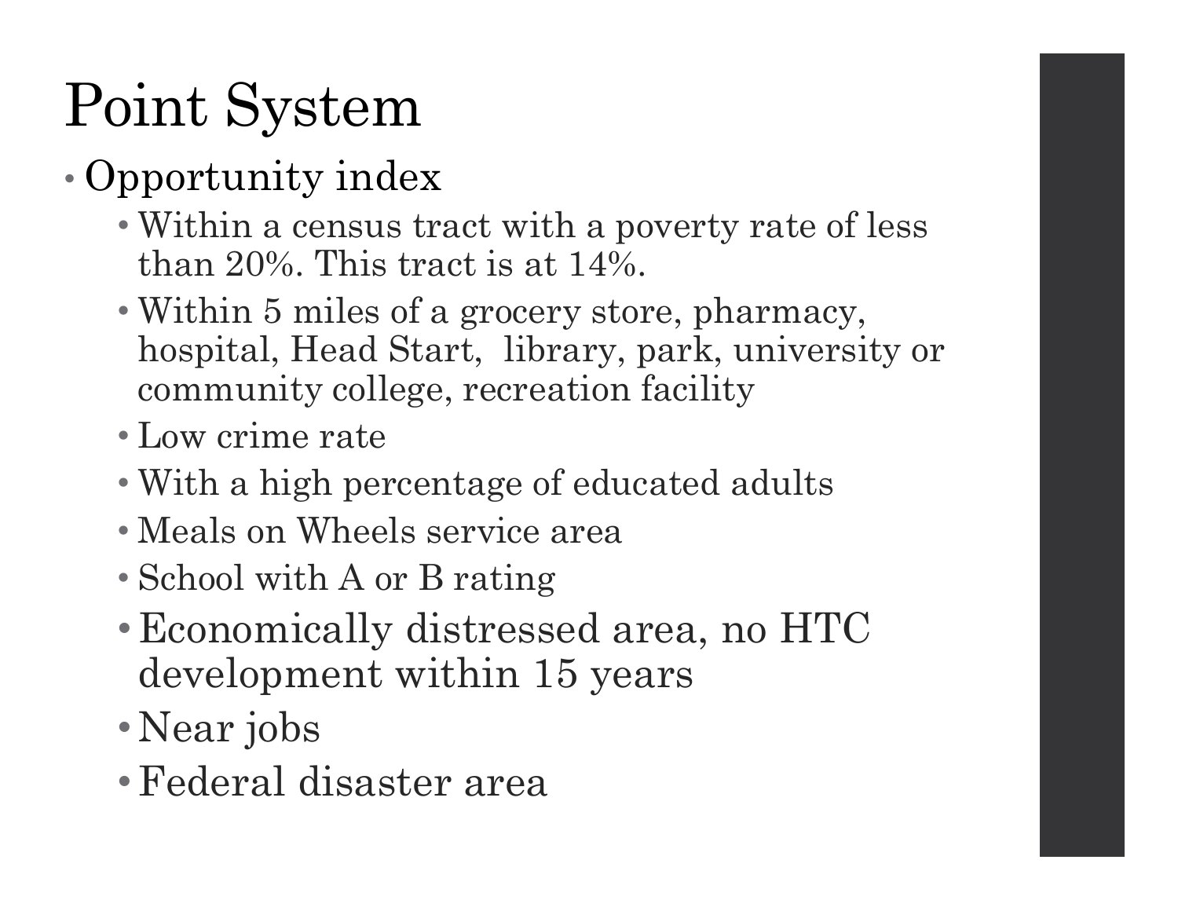# Point System

- Opportunity index
  - Within a census tract with a poverty rate of less than 20%. This tract is at 14%.
  - Within 5 miles of a grocery store, pharmacy, hospital, Head Start, library, park, university or community college, recreation facility
  - Low crime rate
  - With a high percentage of educated adults
  - Meals on Wheels service area
  - School with A or B rating
  - Economically distressed area, no HTC development within 15 years
  - Near jobs
  - Federal disaster area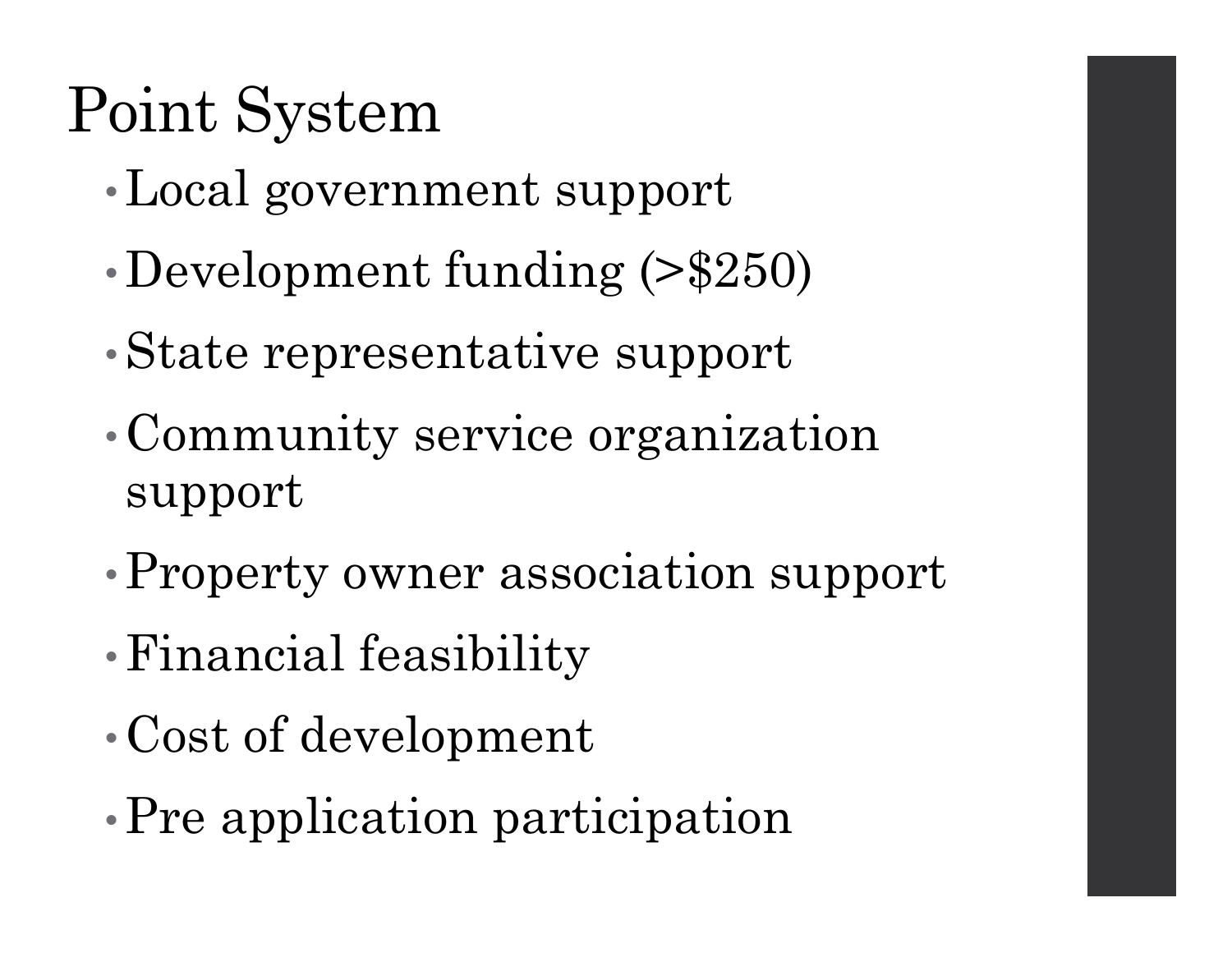# Point System

- Local government support
- Development funding (>$250)
- State representative support
- Community service organization support
- Property owner association support
- Financial feasibility
- Cost of development
- Pre application participation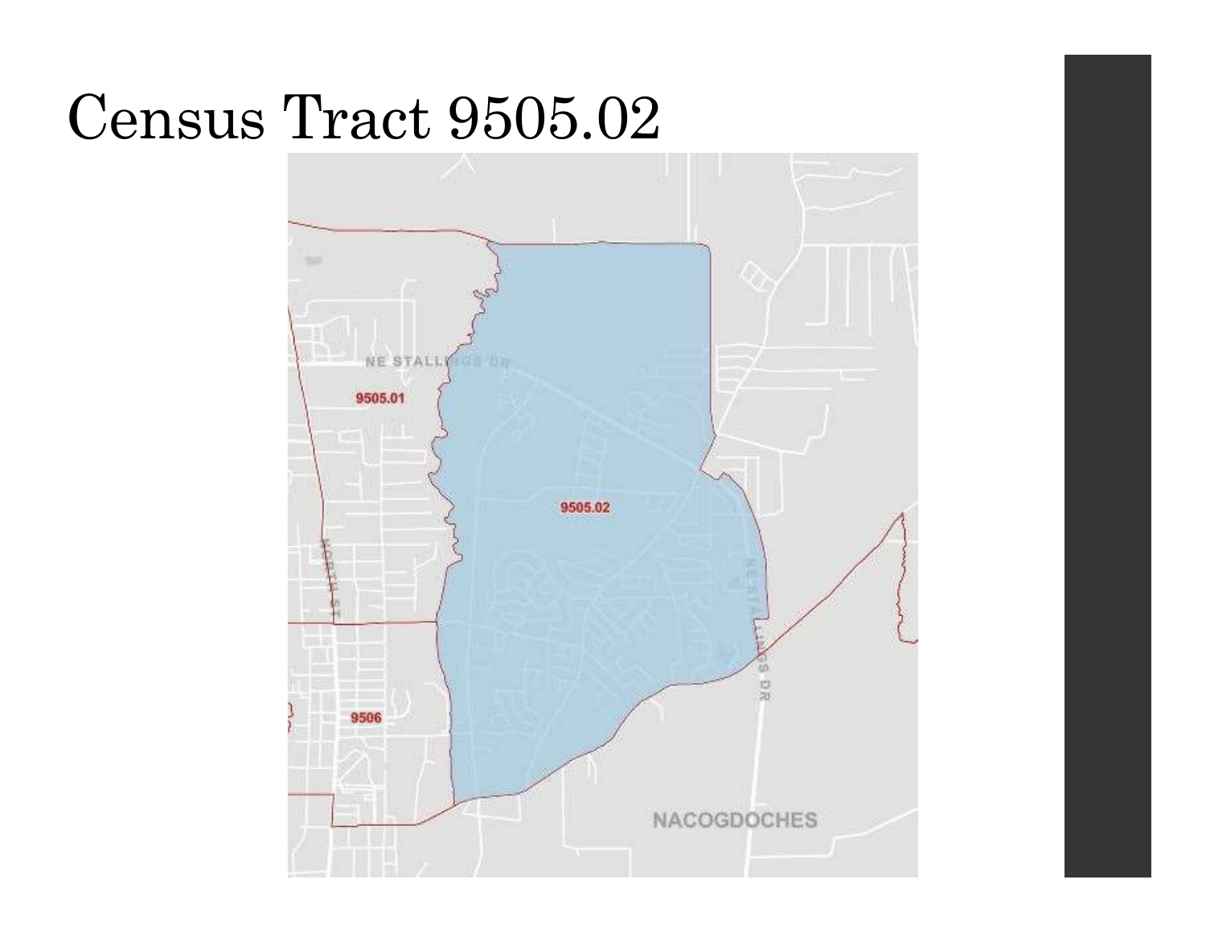# Census Tract 9505.02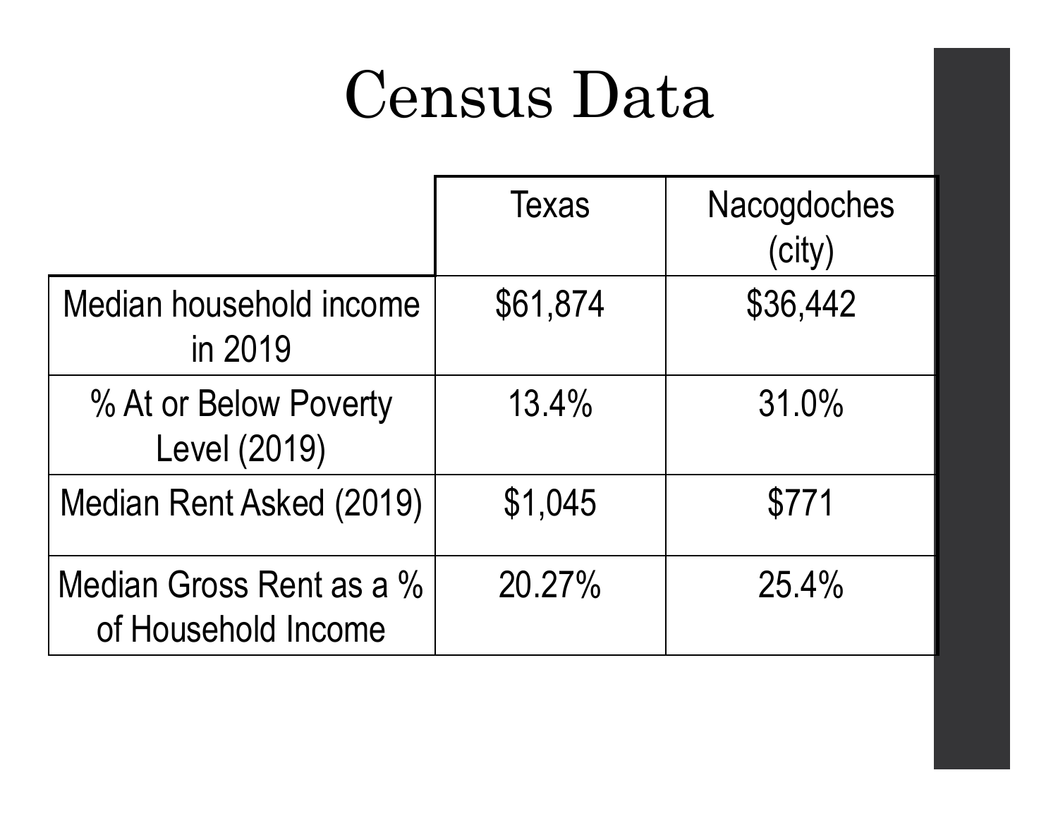# Census Data

| | Texas | Nacogdoches (city) |
|---|---|---|
| Median household income in 2019 | $61,874 | $36,442 |
| % At or Below Poverty Level (2019) | 13.4% | 31.0% |
| Median Rent Asked (2019) | $1,045 | $771 |
| Median Gross Rent as a % of Household Income | 20.27% | 25.4% |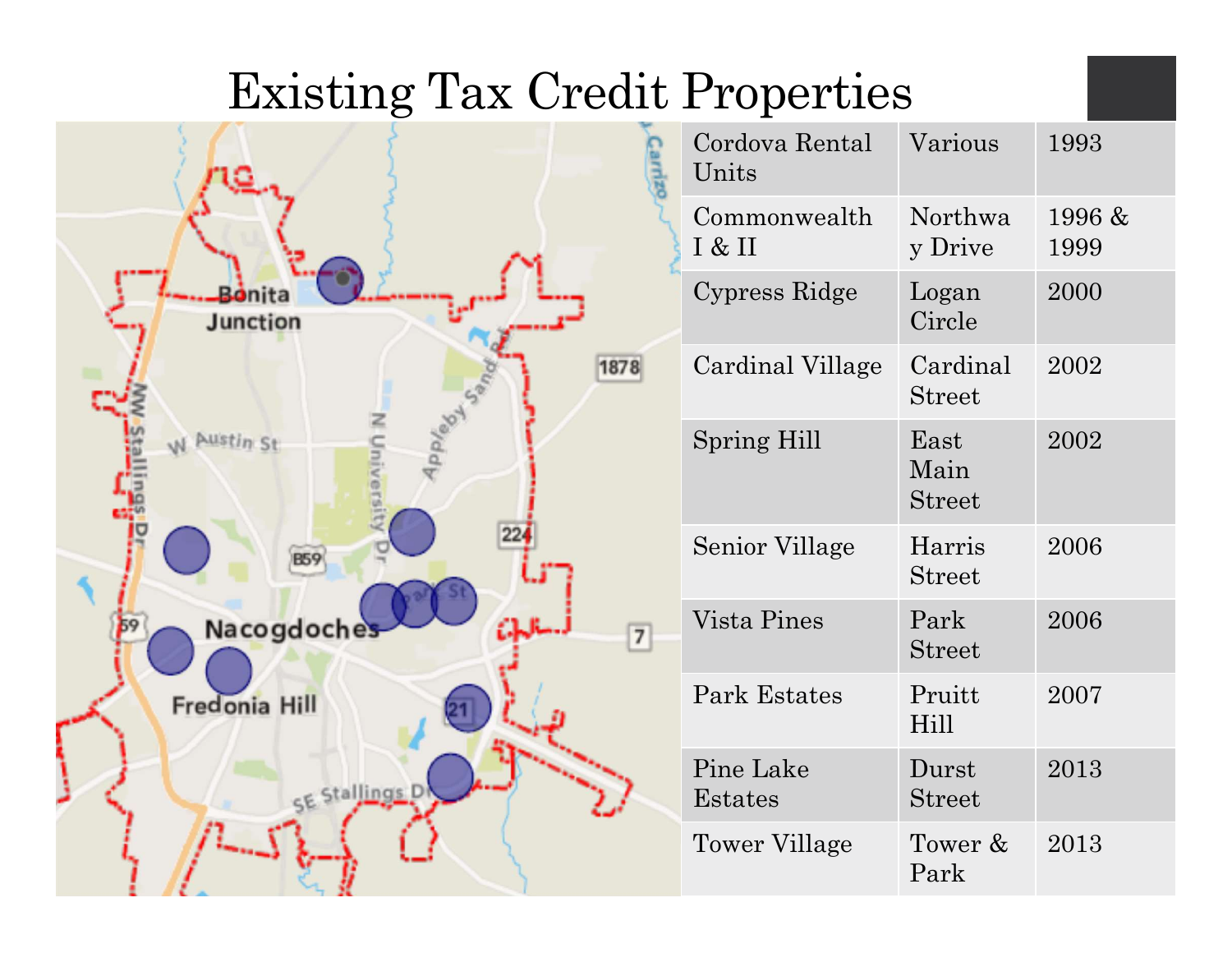# Existing Tax Credit Properties

| | | |
|---|---|---|
| Cordova Rental Units | Various | 1993 |
| Commonwealth I & II | Northway Drive | 1996 & 1999 |
| Cypress Ridge | Logan Circle | 2000 |
| Cardinal Village | Cardinal Street | 2002 |
| Spring Hill | East Main Street | 2002 |
| Senior Village | Harris Street | 2006 |
| Vista Pines | Park Street | 2006 |
| Park Estates | Pruitt Hill | 2007 |
| Pine Lake Estates | Durst Street | 2013 |
| Tower Village | Tower & Park | 2013 |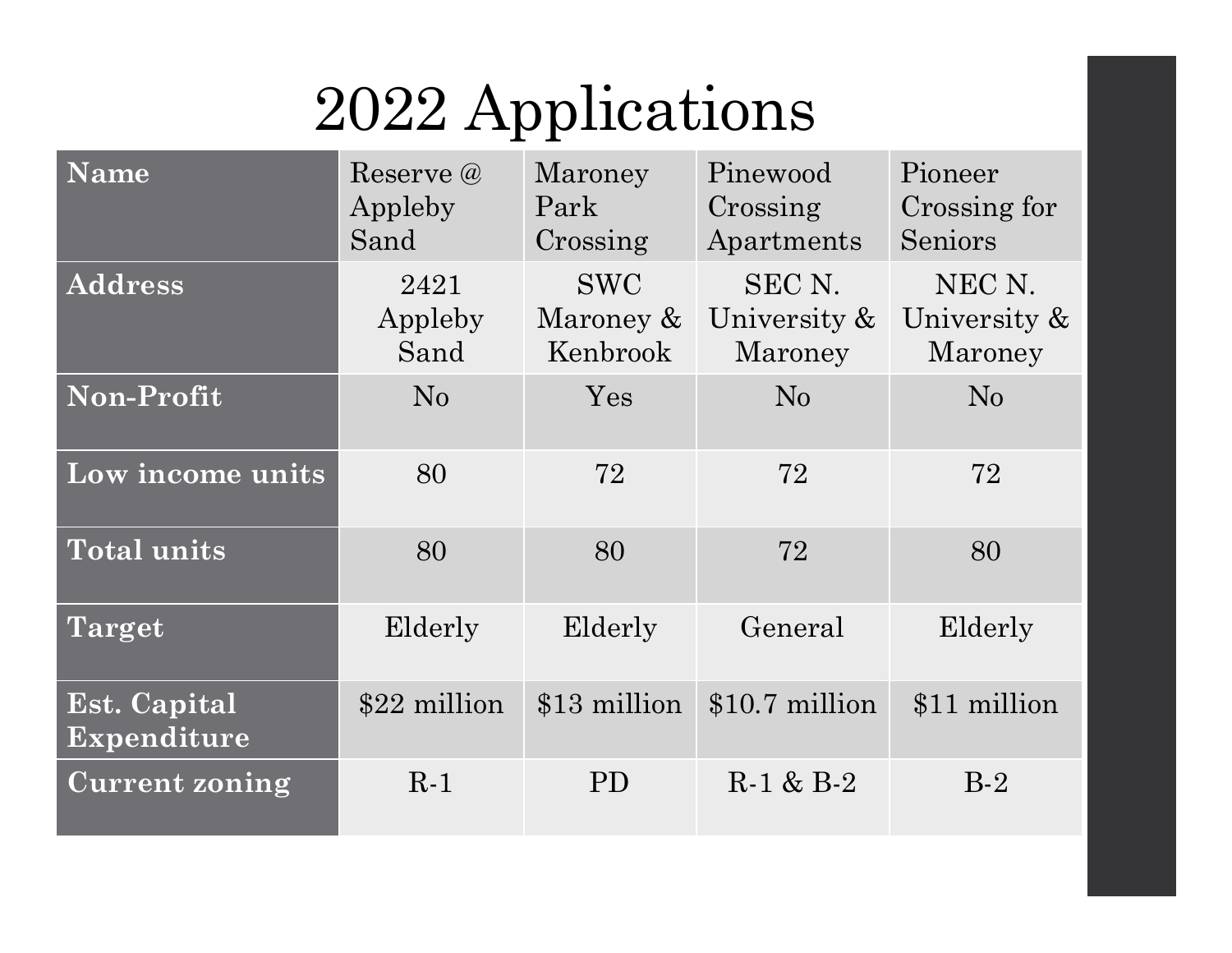# 2022 Applications

| Name | Reserve @ Appleby Sand | Maroney Park Crossing | Pinewood Crossing Apartments | Pioneer Crossing for Seniors |
|---|---|---|---|---|
| Address | 2421 Appleby Sand | SWC Maroney & Kenbrook | SEC N. University & Maroney | NEC N. University & Maroney |
| Non-Profit | No | Yes | No | No |
| Low income units | 80 | 72 | 72 | 72 |
| Total units | 80 | 80 | 72 | 80 |
| Target | Elderly | Elderly | General | Elderly |
| Est. Capital Expenditure | $22 million | $13 million | $10.7 million | $11 million |
| Current zoning | R-1 | PD | R-1 & B-2 | B-2 |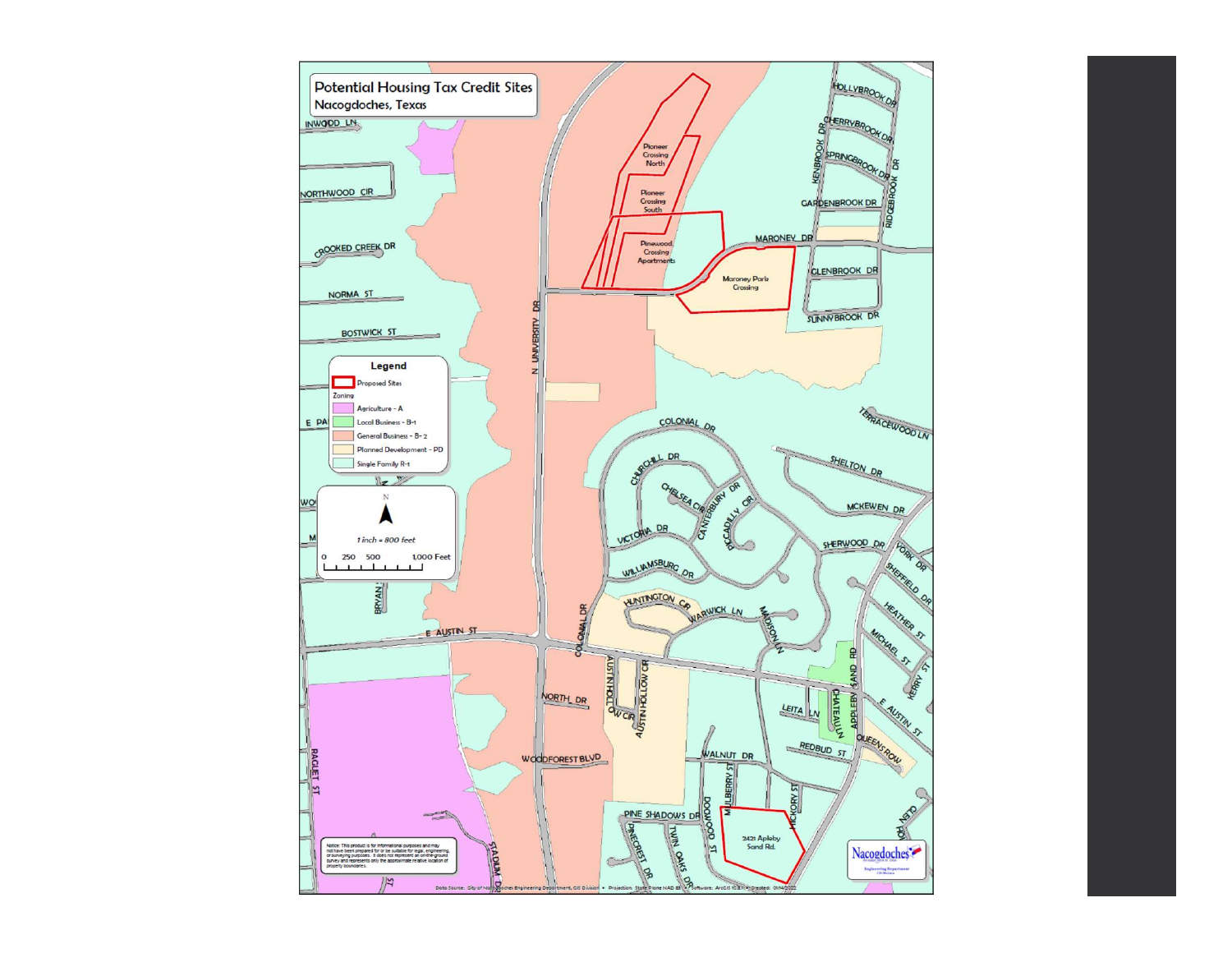# Potential Housing Tax Credit Sites

Nacogdoches, Texas

**Legend**

- Proposed Sites

Zoning

- Agriculture - A
- Local Business - B-1
- General Business - B-2
- Planned Development - PD
- Single Family R-1

N

1 inch = 800 feet

0 250 500 1,000 Feet

Pioneer Crossing North

Pioneer Crossing South

Pinewood Crossing Apartments

Maroney Park Crossing

2421 Appleby Sand Rd.

INWOOD LN, NORTHWOOD CIR, CROOKED CREEK DR, NORMA ST, BOSTWICK ST, N UNIVERSITY DR, MARONEY DR, HOLLYBROOK DR, CHERRYBROOK DR, SPRINGBROOK DR, KENBROOK DR, GARDENBROOK DR, RIDGEBROOK DR, GLENBROOK DR, SUNNYBROOK DR, COLONIAL DR, TERRACEWOOD LN, SHELTON DR, CHURCHILL DR, CHELSEA CIR, CANTERBURY DR, PICCADILLY CIR, VICTORIA DR, MCKEWEN DR, SHERWOOD DR, YORK DR, SHEFFIELD DR, WILLIAMSBURG DR, HEATHER ST, HUNTINGTON CIR, WARWICK LN, MADISON LN, MICHAEL ST, KERRY ST, E AUSTIN ST, COLONIAL DR, AUSTIN HOLLOW CIR, APPLEBY SAND RD, CHATEAU LN, NORTH DR, LEITA LN, QUEENS ROW, REDBUD ST, WOODFOREST BLVD, WALNUT DR, MULBERRY ST, HICKORY ST, GLEN RD, PINE SHADOWS DR, DOGWOOD ST, TWIN OAKS DR, PINECREST DR, STADIUM DR, RAGUET ST, BRYAN ST

Notice: This product is for informational purposes and may not have been prepared for or be suitable for legal, engineering, or surveying purposes. It does not represent an on-the-ground survey and represents only the approximate relative location of property boundaries.

Data Source: City of Nacogdoches Engineering Department, GIS Division • Projection: State Plane NAD 83 • Software: ArcGIS 10.8.1 • Created: 01/14/2022

Nacogdoches Engineering Department GIS Division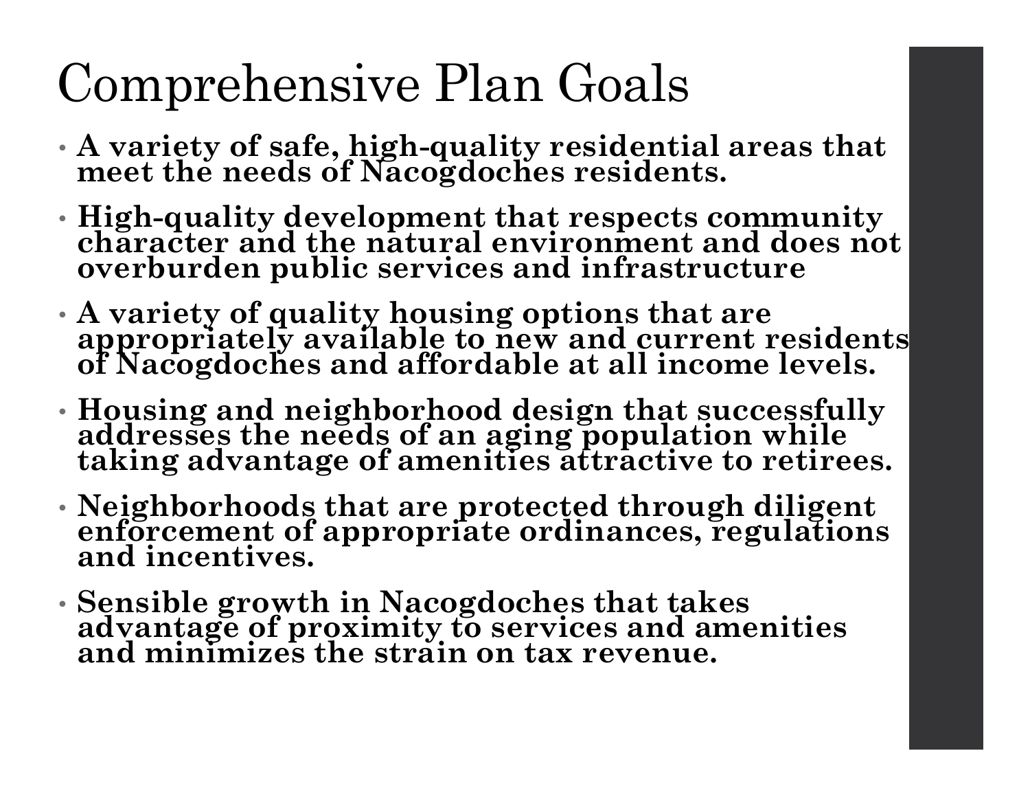# Comprehensive Plan Goals

- **A variety of safe, high-quality residential areas that meet the needs of Nacogdoches residents.**
- **High-quality development that respects community character and the natural environment and does not overburden public services and infrastructure**
- **A variety of quality housing options that are appropriately available to new and current residents of Nacogdoches and affordable at all income levels.**
- **Housing and neighborhood design that successfully addresses the needs of an aging population while taking advantage of amenities attractive to retirees.**
- **Neighborhoods that are protected through diligent enforcement of appropriate ordinances, regulations and incentives.**
- **Sensible growth in Nacogdoches that takes advantage of proximity to services and amenities and minimizes the strain on tax revenue.**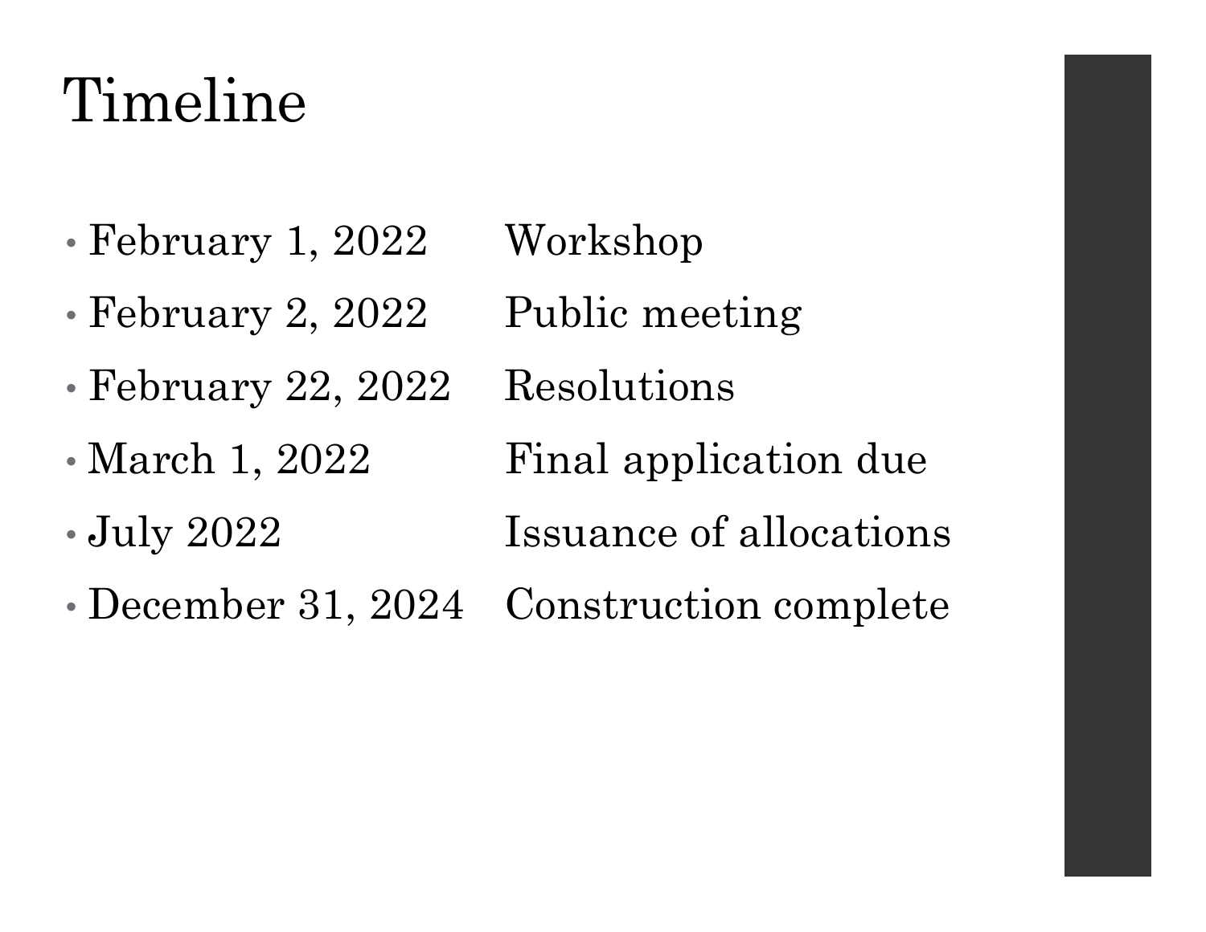# Timeline

- February 1, 2022 Workshop
- February 2, 2022 Public meeting
- February 22, 2022 Resolutions
- March 1, 2022 Final application due
- July 2022 Issuance of allocations
- December 31, 2024 Construction complete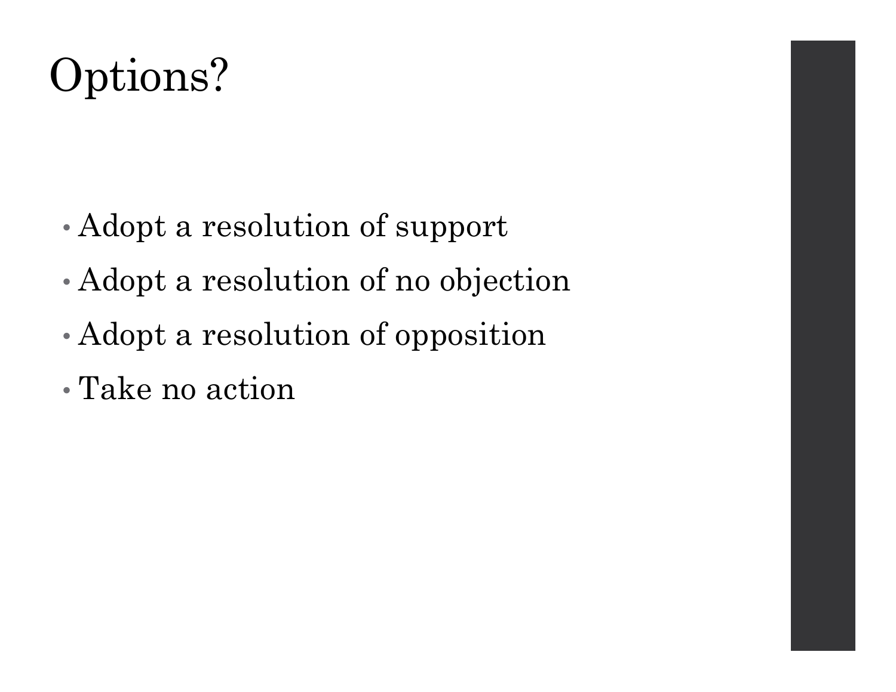# Options?

- Adopt a resolution of support
- Adopt a resolution of no objection
- Adopt a resolution of opposition
- Take no action